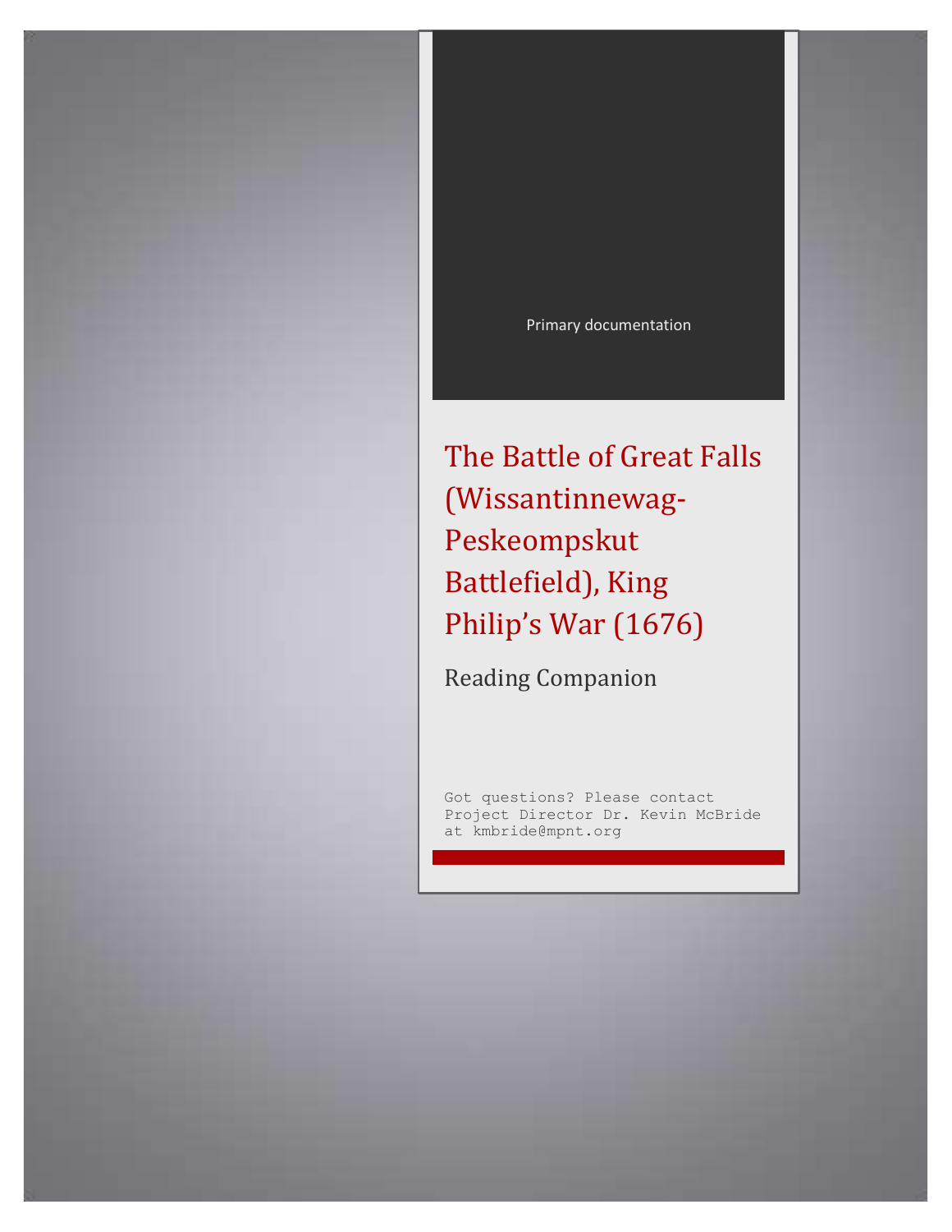Primary documentation

# The Battle of Great Falls (Wissantinnewag-Peskeompskut Battlefield), King Philip's War (1676)

## Reading Companion

Got questions? Please contact Project Director Dr. Kevin McBride at kmbride@mpnt.org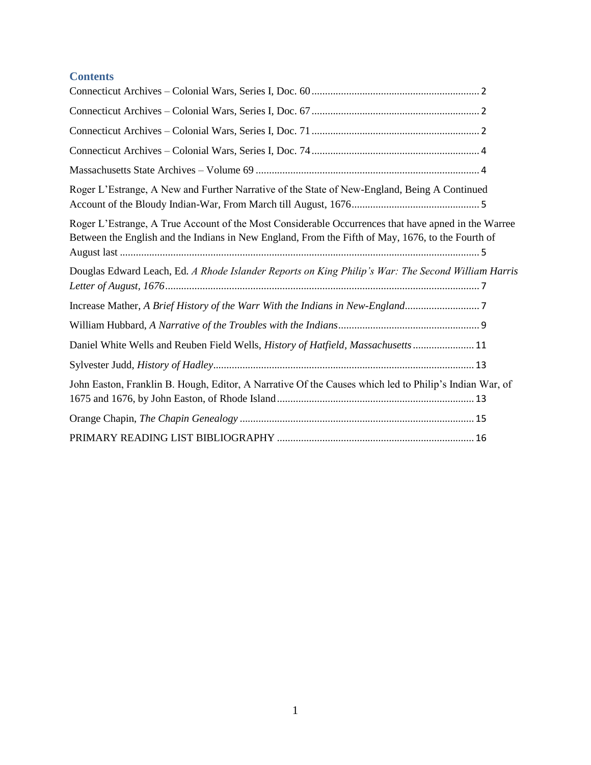## Contents

Connecticut Archives – Colonial Wars, Series I, Doc. 60 .... 2

Connecticut Archives – Colonial Wars, Series I, Doc. 67 .... 2

Connecticut Archives – Colonial Wars, Series I, Doc. 71 .... 2

Connecticut Archives – Colonial Wars, Series I, Doc. 74 .... 4

Massachusetts State Archives – Volume 69 .... 4

Roger L'Estrange, A New and Further Narrative of the State of New-England, Being A Continued Account of the Bloudy Indian-War, From March till August, 1676 .... 5

Roger L'Estrange, A True Account of the Most Considerable Occurrences that have apned in the Warree Between the English and the Indians in New England, From the Fifth of May, 1676, to the Fourth of August last .... 5

Douglas Edward Leach, Ed. *A Rhode Islander Reports on King Philip's War: The Second William Harris Letter of August, 1676* .... 7

Increase Mather, *A Brief History of the Warr With the Indians in New-England* .... 7

William Hubbard, *A Narrative of the Troubles with the Indians* .... 9

Daniel White Wells and Reuben Field Wells, *History of Hatfield, Massachusetts* .... 11

Sylvester Judd, *History of Hadley* .... 13

John Easton, Franklin B. Hough, Editor, A Narrative Of the Causes which led to Philip's Indian War, of 1675 and 1676, by John Easton, of Rhode Island .... 13

Orange Chapin, *The Chapin Genealogy* .... 15

PRIMARY READING LIST BIBLIOGRAPHY .... 16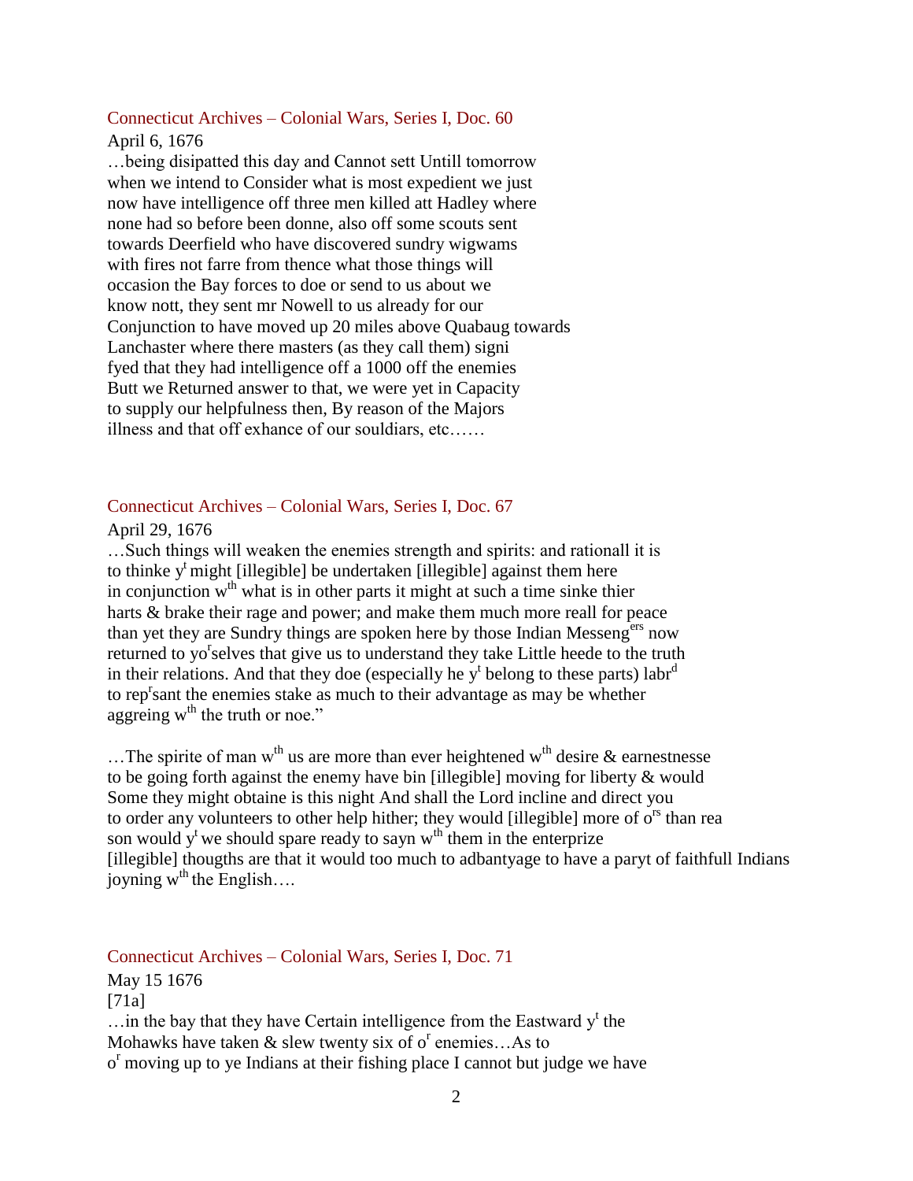Connecticut Archives – Colonial Wars, Series I, Doc. 60

April 6, 1676

…being disipatted this day and Cannot sett Untill tomorrow
when we intend to Consider what is most expedient we just
now have intelligence off three men killed att Hadley where
none had so before been donne, also off some scouts sent
towards Deerfield who have discovered sundry wigwams
with fires not farre from thence what those things will
occasion the Bay forces to doe or send to us about we
know nott, they sent mr Nowell to us already for our
Conjunction to have moved up 20 miles above Quabaug towards
Lanchaster where there masters (as they call them) signi
fyed that they had intelligence off a 1000 off the enemies
Butt we Returned answer to that, we were yet in Capacity
to supply our helpfulness then, By reason of the Majors
illness and that off exhance of our souldiars, etc……

Connecticut Archives – Colonial Wars, Series I, Doc. 67

April 29, 1676

…Such things will weaken the enemies strength and spirits: and rationall it is
to thinke y[t] might [illegible] be undertaken [illegible] against them here
in conjunction w[th] what is in other parts it might at such a time sinke thier
harts & brake their rage and power; and make them much more reall for peace
than yet they are Sundry things are spoken here by those Indian Messeng[ers] now
returned to yo[r]selves that give us to understand they take Little heede to the truth
in their relations. And that they doe (especially he y[t] belong to these parts) labr[d]
to rep[r]sant the enemies stake as much to their advantage as may be whether
aggreing w[th] the truth or noe."

…The spirite of man w[th] us are more than ever heightened w[th] desire & earnestnesse
to be going forth against the enemy have bin [illegible] moving for liberty & would
Some they might obtaine is this night And shall the Lord incline and direct you
to order any volunteers to other help hither; they would [illegible] more of o[rs] than rea
son would y[t] we should spare ready to sayn w[th] them in the enterprize
[illegible] thougths are that it would too much to adbantyage to have a paryt of faithfull Indians
joyning w[th] the English….

Connecticut Archives – Colonial Wars, Series I, Doc. 71

May 15 1676

[71a]

…in the bay that they have Certain intelligence from the Eastward y[t] the
Mohawks have taken & slew twenty six of o[r] enemies…As to
o[r] moving up to ye Indians at their fishing place I cannot but judge we have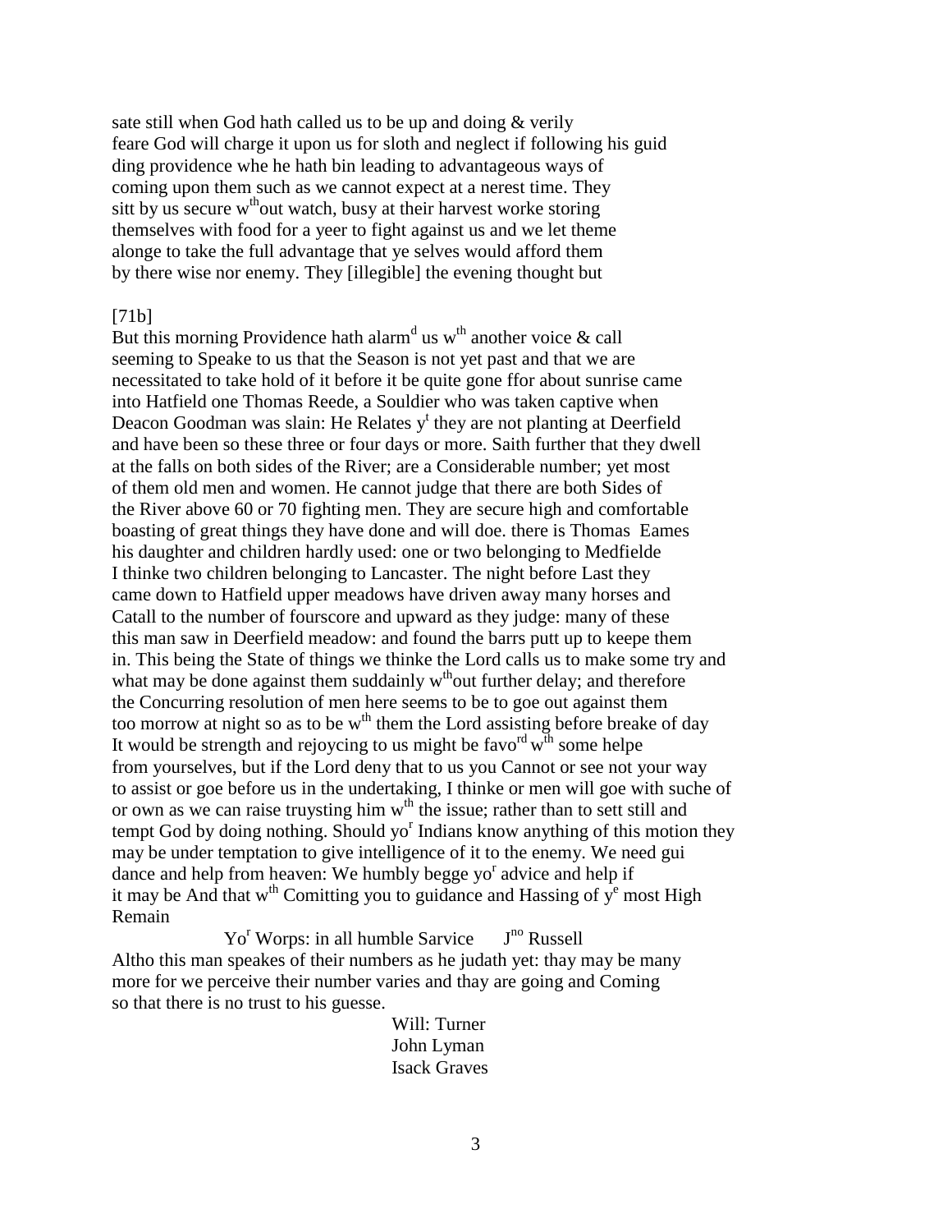sate still when God hath called us to be up and doing & verily
feare God will charge it upon us for sloth and neglect if following his guid
ding providence whe he hath bin leading to advantageous ways of
coming upon them such as we cannot expect at a nerest time. They
sitt by us secure w[th]out watch, busy at their harvest worke storing
themselves with food for a yeer to fight against us and we let theme
alonge to take the full advantage that ye selves would afford them
by there wise nor enemy. They [illegible] the evening thought but

[71b]

But this morning Providence hath alarm[d] us w[th] another voice & call
seeming to Speake to us that the Season is not yet past and that we are
necessitated to take hold of it before it be quite gone ffor about sunrise came
into Hatfield one Thomas Reede, a Souldier who was taken captive when
Deacon Goodman was slain: He Relates y[t] they are not planting at Deerfield
and have been so these three or four days or more. Saith further that they dwell
at the falls on both sides of the River; are a Considerable number; yet most
of them old men and women. He cannot judge that there are both Sides of
the River above 60 or 70 fighting men. They are secure high and comfortable
boasting of great things they have done and will doe. there is Thomas Eames
his daughter and children hardly used: one or two belonging to Medfielde
I thinke two children belonging to Lancaster. The night before Last they
came down to Hatfield upper meadows have driven away many horses and
Catall to the number of fourscore and upward as they judge: many of these
this man saw in Deerfield meadow: and found the barrs putt up to keepe them
in. This being the State of things we thinke the Lord calls us to make some try and
what may be done against them suddainly w[th]out further delay; and therefore
the Concurring resolution of men here seems to be to goe out against them
too morrow at night so as to be w[th] them the Lord assisting before breake of day
It would be strength and rejoycing to us might be favo[rd] w[th] some helpe
from yourselves, but if the Lord deny that to us you Cannot or see not your way
to assist or goe before us in the undertaking, I thinke or men will goe with suche of
or own as we can raise truysting him w[th] the issue; rather than to sett still and
tempt God by doing nothing. Should yo[r] Indians know anything of this motion they
may be under temptation to give intelligence of it to the enemy. We need gui
dance and help from heaven: We humbly begge yo[r] advice and help if
it may be And that w[th] Comitting you to guidance and Hassing of y[e] most High
Remain

Yo[r] Worps: in all humble Sarvice J[no] Russell

Altho this man speakes of their numbers as he judath yet: thay may be many
more for we perceive their number varies and thay are going and Coming
so that there is no trust to his guesse.

Will: Turner
John Lyman
Isack Graves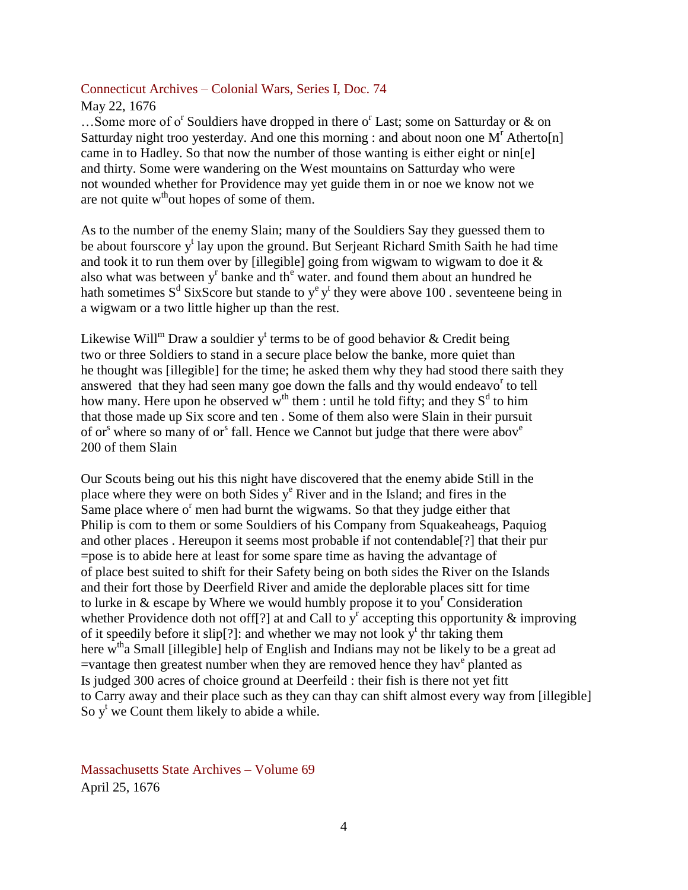Connecticut Archives – Colonial Wars, Series I, Doc. 74

May 22, 1676

…Some more of o[r] Souldiers have dropped in there o[r] Last; some on Satturday or & on Satturday night troo yesterday. And one this morning : and about noon one M[r] Atherto[n] came in to Hadley. So that now the number of those wanting is either eight or nin[e] and thirty. Some were wandering on the West mountains on Satturday who were not wounded whether for Providence may yet guide them in or noe we know not we are not quite w[th]out hopes of some of them.

As to the number of the enemy Slain; many of the Souldiers Say they guessed them to be about fourscore y[t] lay upon the ground. But Serjeant Richard Smith Saith he had time and took it to run them over by [illegible] going from wigwam to wigwam to doe it & also what was between y[r] banke and th[e] water. and found them about an hundred he hath sometimes S[d] SixScore but stande to y[e] y[t] they were above 100 . seventeene being in a wigwam or a two little higher up than the rest.

Likewise Will[m] Draw a souldier y[t] terms to be of good behavior & Credit being two or three Soldiers to stand in a secure place below the banke, more quiet than he thought was [illegible] for the time; he asked them why they had stood there saith they answered that they had seen many goe down the falls and thy would endeavo[r] to tell how many. Here upon he observed w[th] them : until he told fifty; and they S[d] to him that those made up Six score and ten . Some of them also were Slain in their pursuit of or[s] where so many of or[s] fall. Hence we Cannot but judge that there were abov[e] 200 of them Slain

Our Scouts being out his this night have discovered that the enemy abide Still in the place where they were on both Sides y[e] River and in the Island; and fires in the Same place where o[r] men had burnt the wigwams. So that they judge either that Philip is com to them or some Souldiers of his Company from Squakeaheags, Paquiog and other places . Hereupon it seems most probable if not contendable[?] that their pur =pose is to abide here at least for some spare time as having the advantage of of place best suited to shift for their Safety being on both sides the River on the Islands and their fort those by Deerfield River and amide the deplorable places sitt for time to lurke in & escape by Where we would humbly propose it to you[r] Consideration whether Providence doth not off[?] at and Call to y[r] accepting this opportunity & improving of it speedily before it slip[?]: and whether we may not look y[t] thr taking them here w[th]a Small [illegible] help of English and Indians may not be likely to be a great ad =vantage then greatest number when they are removed hence they hav[e] planted as Is judged 300 acres of choice ground at Deerfeild : their fish is there not yet fitt to Carry away and their place such as they can thay can shift almost every way from [illegible] So y[t] we Count them likely to abide a while.

Massachusetts State Archives – Volume 69

April 25, 1676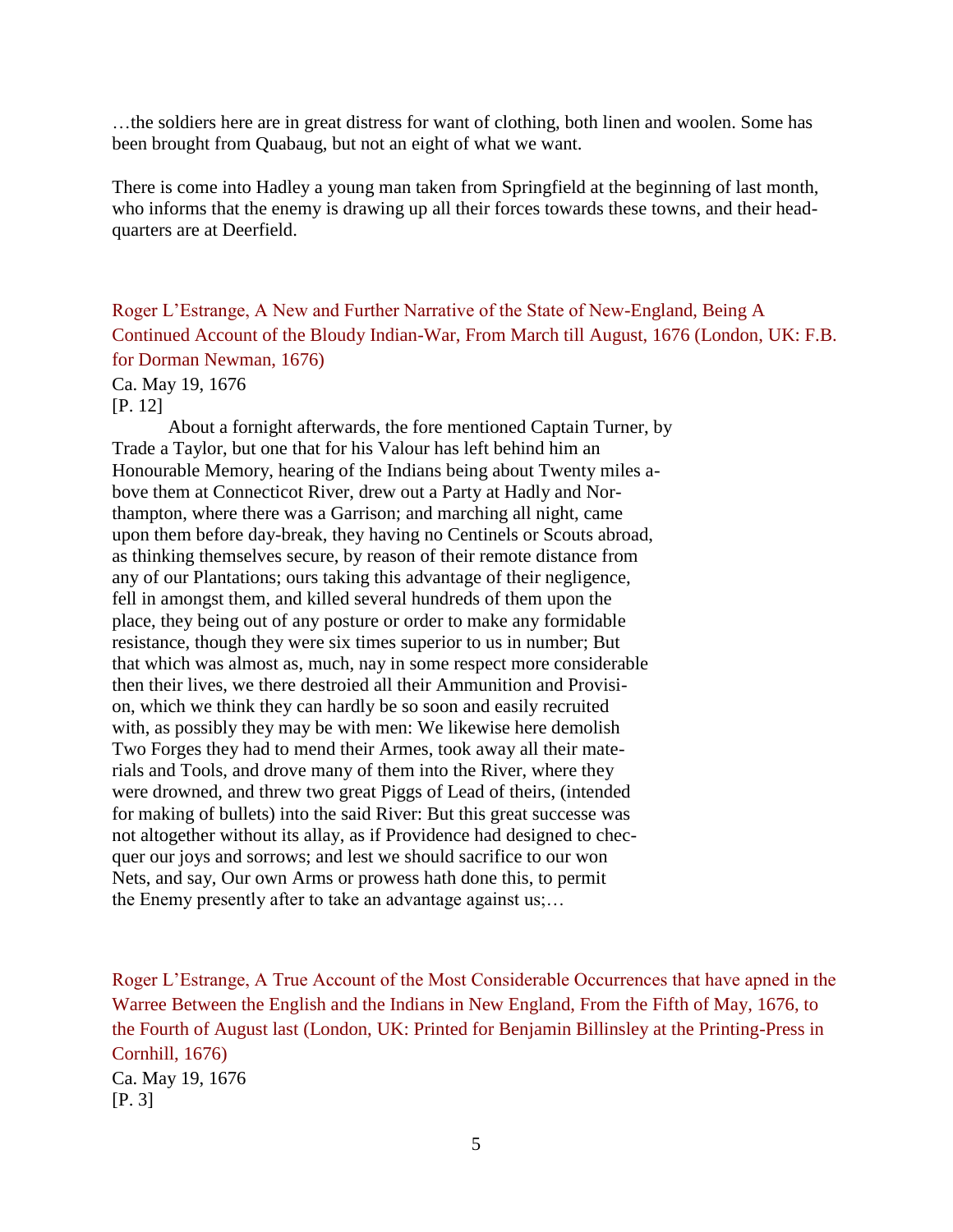…the soldiers here are in great distress for want of clothing, both linen and woolen. Some has been brought from Quabaug, but not an eight of what we want.

There is come into Hadley a young man taken from Springfield at the beginning of last month, who informs that the enemy is drawing up all their forces towards these towns, and their head-quarters are at Deerfield.

Roger L'Estrange, A New and Further Narrative of the State of New-England, Being A Continued Account of the Bloudy Indian-War, From March till August, 1676 (London, UK: F.B. for Dorman Newman, 1676)

Ca. May 19, 1676

[P. 12]

About a fornight afterwards, the fore mentioned Captain Turner, by Trade a Taylor, but one that for his Valour has left behind him an Honourable Memory, hearing of the Indians being about Twenty miles above them at Connecticot River, drew out a Party at Hadly and Northampton, where there was a Garrison; and marching all night, came upon them before day-break, they having no Centinels or Scouts abroad, as thinking themselves secure, by reason of their remote distance from any of our Plantations; ours taking this advantage of their negligence, fell in amongst them, and killed several hundreds of them upon the place, they being out of any posture or order to make any formidable resistance, though they were six times superior to us in number; But that which was almost as, much, nay in some respect more considerable then their lives, we there destroied all their Ammunition and Provision, which we think they can hardly be so soon and easily recruited with, as possibly they may be with men: We likewise here demolish Two Forges they had to mend their Armes, took away all their materials and Tools, and drove many of them into the River, where they were drowned, and threw two great Piggs of Lead of theirs, (intended for making of bullets) into the said River: But this great successe was not altogether without its allay, as if Providence had designed to checquer our joys and sorrows; and lest we should sacrifice to our won Nets, and say, Our own Arms or prowess hath done this, to permit the Enemy presently after to take an advantage against us;…

Roger L'Estrange, A True Account of the Most Considerable Occurrences that have apned in the Warree Between the English and the Indians in New England, From the Fifth of May, 1676, to the Fourth of August last (London, UK: Printed for Benjamin Billinsley at the Printing-Press in Cornhill, 1676)

Ca. May 19, 1676

[P. 3]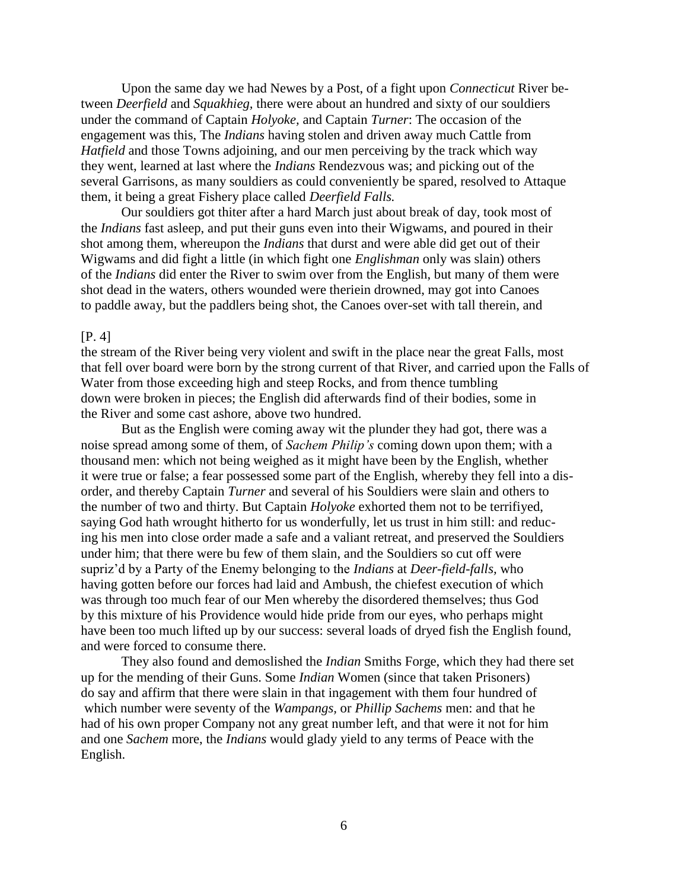Upon the same day we had Newes by a Post, of a fight upon *Connecticut* River between *Deerfield* and *Squakhieg,* there were about an hundred and sixty of our souldiers under the command of Captain *Holyoke,* and Captain *Turner*: The occasion of the engagement was this, The *Indians* having stolen and driven away much Cattle from *Hatfield* and those Towns adjoining, and our men perceiving by the track which way they went, learned at last where the *Indians* Rendezvous was; and picking out of the several Garrisons, as many souldiers as could conveniently be spared, resolved to Attaque them, it being a great Fishery place called *Deerfield Falls.*

Our soldiers got thiter after a hard March just about break of day, took most of the *Indians* fast asleep, and put their guns even into their Wigwams, and poured in their shot among them, whereupon the *Indians* that durst and were able did get out of their Wigwams and did fight a little (in which fight one *Englishman* only was slain) others of the *Indians* did enter the River to swim over from the English, but many of them were shot dead in the waters, others wounded were theriein drowned, may got into Canoes to paddle away, but the paddlers being shot, the Canoes over-set with tall therein, and

[P. 4]

the stream of the River being very violent and swift in the place near the great Falls, most that fell over board were born by the strong current of that River, and carried upon the Falls of Water from those exceeding high and steep Rocks, and from thence tumbling down were broken in pieces; the English did afterwards find of their bodies, some in the River and some cast ashore, above two hundred.

But as the English were coming away wit the plunder they had got, there was a noise spread among some of them, of *Sachem Philip's* coming down upon them; with a thousand men: which not being weighed as it might have been by the English, whether it were true or false; a fear possessed some part of the English, whereby they fell into a disorder, and thereby Captain *Turner* and several of his Souldiers were slain and others to the number of two and thirty. But Captain *Holyoke* exhorted them not to be terrifiyed, saying God hath wrought hitherto for us wonderfully, let us trust in him still: and reducing his men into close order made a safe and a valiant retreat, and preserved the Souldiers under him; that there were bu few of them slain, and the Souldiers so cut off were supriz'd by a Party of the Enemy belonging to the *Indians* at *Deer-field-falls,* who having gotten before our forces had laid and Ambush, the chiefest execution of which was through too much fear of our Men whereby the disordered themselves; thus God by this mixture of his Providence would hide pride from our eyes, who perhaps might have been too much lifted up by our success: several loads of dryed fish the English found, and were forced to consume there.

They also found and demoslished the *Indian* Smiths Forge, which they had there set up for the mending of their Guns. Some *Indian* Women (since that taken Prisoners) do say and affirm that there were slain in that ingagement with them four hundred of which number were seventy of the *Wampangs,* or *Phillip Sachems* men: and that he had of his own proper Company not any great number left, and that were it not for him and one *Sachem* more, the *Indians* would glady yield to any terms of Peace with the English.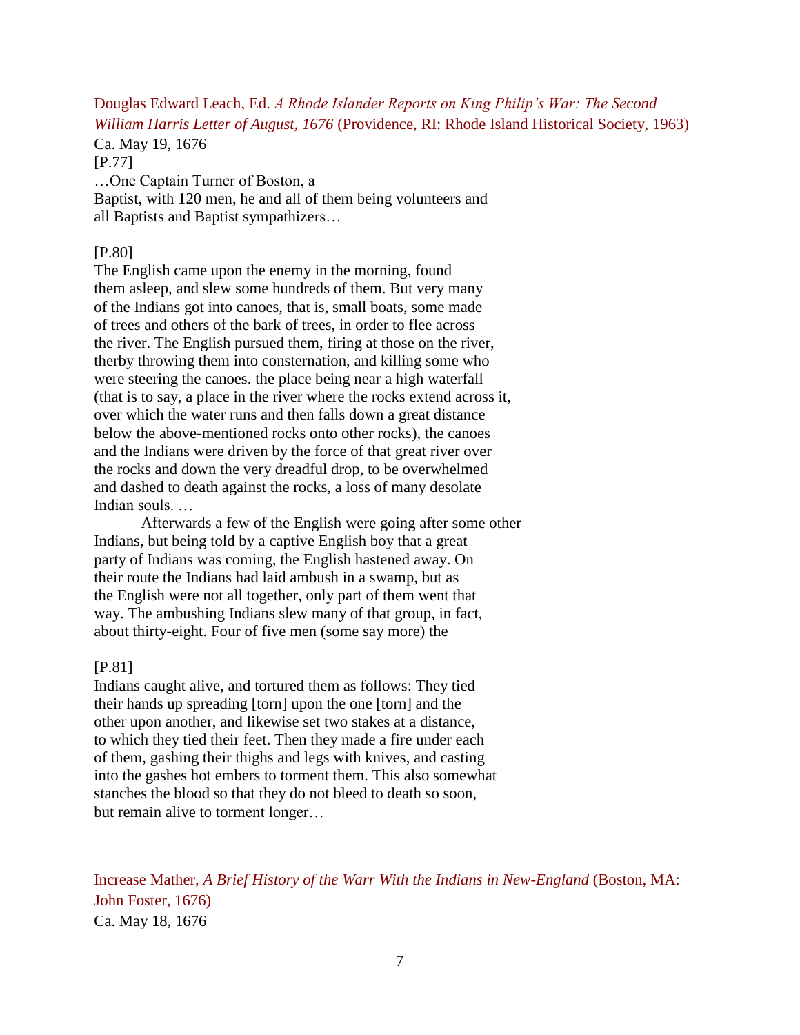Douglas Edward Leach, Ed. *A Rhode Islander Reports on King Philip's War: The Second William Harris Letter of August, 1676* (Providence, RI: Rhode Island Historical Society, 1963)
Ca. May 19, 1676
[P.77]
…One Captain Turner of Boston, a
Baptist, with 120 men, he and all of them being volunteers and
all Baptists and Baptist sympathizers…

[P.80]
The English came upon the enemy in the morning, found
them asleep, and slew some hundreds of them. But very many
of the Indians got into canoes, that is, small boats, some made
of trees and others of the bark of trees, in order to flee across
the river. The English pursued them, firing at those on the river,
therby throwing them into consternation, and killing some who
were steering the canoes. the place being near a high waterfall
(that is to say, a place in the river where the rocks extend across it,
over which the water runs and then falls down a great distance
below the above-mentioned rocks onto other rocks), the canoes
and the Indians were driven by the force of that great river over
the rocks and down the very dreadful drop, to be overwhelmed
and dashed to death against the rocks, a loss of many desolate
Indian souls. …

Afterwards a few of the English were going after some other
Indians, but being told by a captive English boy that a great
party of Indians was coming, the English hastened away. On
their route the Indians had laid ambush in a swamp, but as
the English were not all together, only part of them went that
way. The ambushing Indians slew many of that group, in fact,
about thirty-eight. Four of five men (some say more) the

[P.81]
Indians caught alive, and tortured them as follows: They tied
their hands up spreading [torn] upon the one [torn] and the
other upon another, and likewise set two stakes at a distance,
to which they tied their feet. Then they made a fire under each
of them, gashing their thighs and legs with knives, and casting
into the gashes hot embers to torment them. This also somewhat
stanches the blood so that they do not bleed to death so soon,
but remain alive to torment longer…

Increase Mather, *A Brief History of the Warr With the Indians in New-England* (Boston, MA: John Foster, 1676)
Ca. May 18, 1676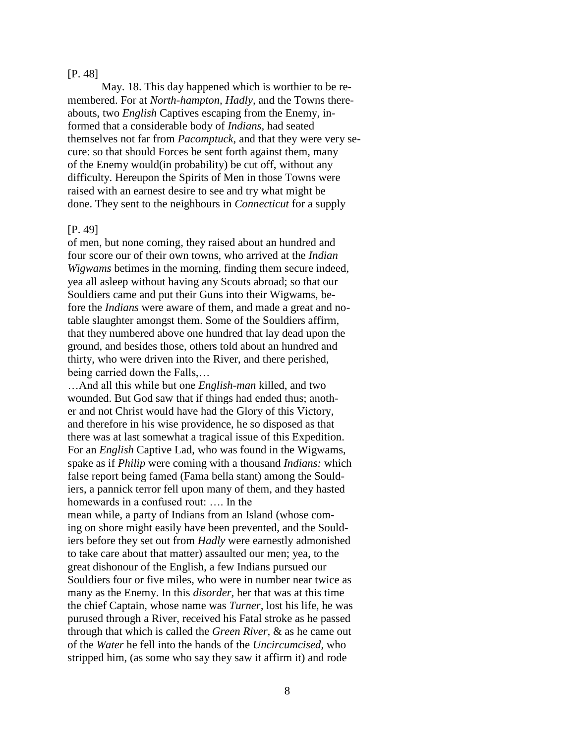[P. 48]

May. 18. This day happened which is worthier to be remembered. For at *North-hampton, Hadly,* and the Towns thereabouts, two *English* Captives escaping from the Enemy, informed that a considerable body of *Indians,* had seated themselves not far from *Pacomptuck,* and that they were very secure: so that should Forces be sent forth against them, many of the Enemy would(in probability) be cut off, without any difficulty. Hereupon the Spirits of Men in those Towns were raised with an earnest desire to see and try what might be done. They sent to the neighbours in *Connecticut* for a supply

[P. 49]

of men, but none coming, they raised about an hundred and four score our of their own towns, who arrived at the *Indian Wigwams* betimes in the morning, finding them secure indeed, yea all asleep without having any Scouts abroad; so that our Souldiers came and put their Guns into their Wigwams, before the *Indians* were aware of them, and made a great and notable slaughter amongst them. Some of the Souldiers affirm, that they numbered above one hundred that lay dead upon the ground, and besides those, others told about an hundred and thirty, who were driven into the River, and there perished, being carried down the Falls,…

…And all this while but one *English-man* killed, and two wounded. But God saw that if things had ended thus; another and not Christ would have had the Glory of this Victory, and therefore in his wise providence, he so disposed as that there was at last somewhat a tragical issue of this Expedition. For an *English* Captive Lad, who was found in the Wigwams, spake as if *Philip* were coming with a thousand *Indians:* which false report being famed (Fama bella stant) among the Souldiers, a pannick terror fell upon many of them, and they hasted homewards in a confused rout: …. In the mean while, a party of Indians from an Island (whose coming on shore might easily have been prevented, and the Souldiers before they set out from *Hadly* were earnestly admonished to take care about that matter) assaulted our men; yea, to the great dishonour of the English, a few Indians pursued our Souldiers four or five miles, who were in number near twice as many as the Enemy. In this *disorder,* her that was at this time the chief Captain, whose name was *Turner,* lost his life, he was purused through a River, received his Fatal stroke as he passed through that which is called the *Green River,* & as he came out of the *Water* he fell into the hands of the *Uncircumcised,* who stripped him, (as some who say they saw it affirm it) and rode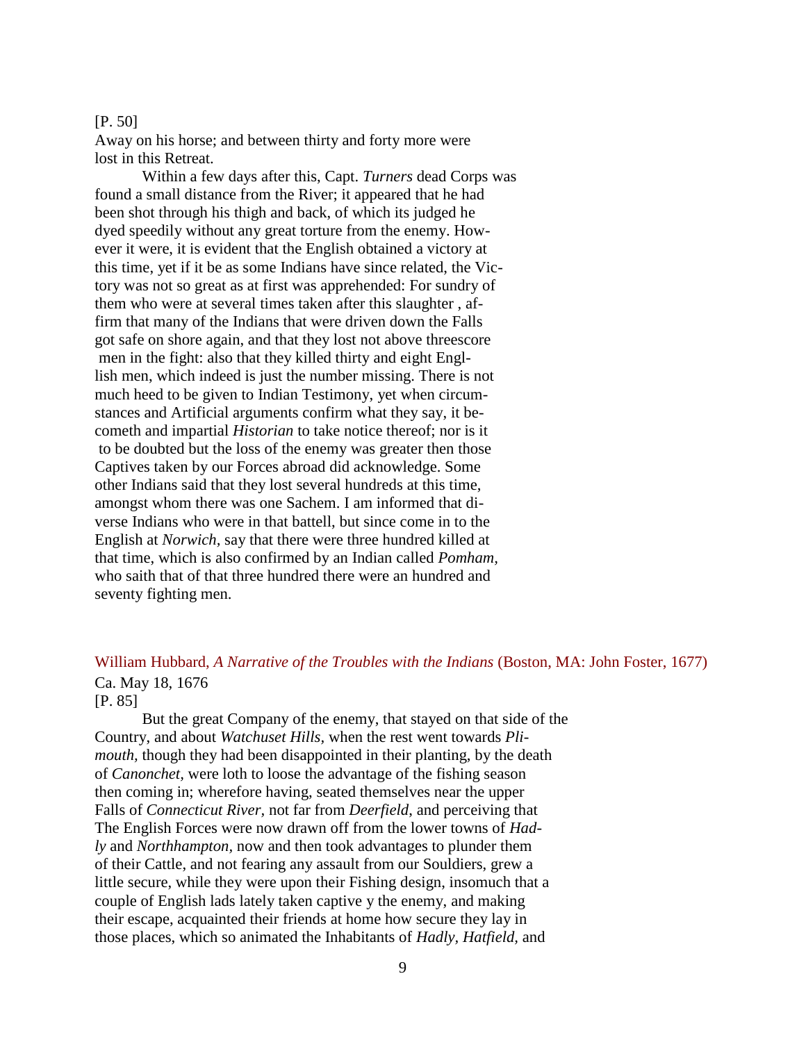[P. 50]

Away on his horse; and between thirty and forty more were lost in this Retreat.

Within a few days after this, Capt. *Turners* dead Corps was found a small distance from the River; it appeared that he had been shot through his thigh and back, of which its judged he dyed speedily without any great torture from the enemy. However it were, it is evident that the English obtained a victory at this time, yet if it be as some Indians have since related, the Victory was not so great as at first was apprehended: For sundry of them who were at several times taken after this slaughter , affirm that many of the Indians that were driven down the Falls got safe on shore again, and that they lost not above threescore men in the fight: also that they killed thirty and eight English men, which indeed is just the number missing. There is not much heed to be given to Indian Testimony, yet when circumstances and Artificial arguments confirm what they say, it becometh and impartial *Historian* to take notice thereof; nor is it to be doubted but the loss of the enemy was greater then those Captives taken by our Forces abroad did acknowledge. Some other Indians said that they lost several hundreds at this time, amongst whom there was one Sachem. I am informed that diverse Indians who were in that battell, but since come in to the English at *Norwich*, say that there were three hundred killed at that time, which is also confirmed by an Indian called *Pomham*, who saith that of that three hundred there were an hundred and seventy fighting men.

William Hubbard, *A Narrative of the Troubles with the Indians* (Boston, MA: John Foster, 1677)

Ca. May 18, 1676

[P. 85]

But the great Company of the enemy, that stayed on that side of the Country, and about *Watchuset Hills*, when the rest went towards *Plimouth*, though they had been disappointed in their planting, by the death of *Canonchet*, were loth to loose the advantage of the fishing season then coming in; wherefore having, seated themselves near the upper Falls of *Connecticut River*, not far from *Deerfield*, and perceiving that The English Forces were now drawn off from the lower towns of *Hadly* and *Northhampton*, now and then took advantages to plunder them of their Cattle, and not fearing any assault from our Souldiers, grew a little secure, while they were upon their Fishing design, insomuch that a couple of English lads lately taken captive y the enemy, and making their escape, acquainted their friends at home how secure they lay in those places, which so animated the Inhabitants of *Hadly*, *Hatfield*, and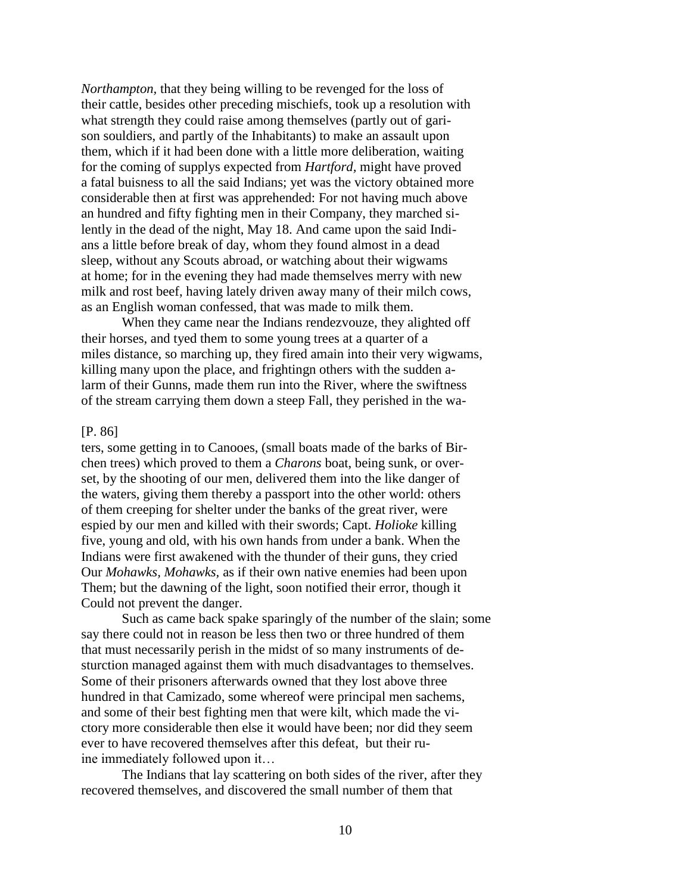*Northampton*, that they being willing to be revenged for the loss of their cattle, besides other preceding mischiefs, took up a resolution with what strength they could raise among themselves (partly out of garison souldiers, and partly of the Inhabitants) to make an assault upon them, which if it had been done with a little more deliberation, waiting for the coming of supplys expected from *Hartford*, might have proved a fatal buisness to all the said Indians; yet was the victory obtained more considerable then at first was apprehended: For not having much above an hundred and fifty fighting men in their Company, they marched silently in the dead of the night, May 18. And came upon the said Indians a little before break of day, whom they found almost in a dead sleep, without any Scouts abroad, or watching about their wigwams at home; for in the evening they had made themselves merry with new milk and rost beef, having lately driven away many of their milch cows, as an English woman confessed, that was made to milk them.

When they came near the Indians rendezvouze, they alighted off their horses, and tyed them to some young trees at a quarter of a miles distance, so marching up, they fired amain into their very wigwams, killing many upon the place, and frightingn others with the sudden alarm of their Gunns, made them run into the River, where the swiftness of the stream carrying them down a steep Fall, they perished in the waters, some getting in to Canooes, (small boats made of the barks of Birchen trees) which proved to them a *Charons* boat, being sunk, or overset, by the shooting of our men, delivered them into the like danger of the waters, giving them thereby a passport into the other world: others of them creeping for shelter under the banks of the great river, were espied by our men and killed with their swords; Capt. *Holioke* killing five, young and old, with his own hands from under a bank. When the Indians were first awakened with the thunder of their guns, they cried Our *Mohawks, Mohawks,* as if their own native enemies had been upon Them; but the dawning of the light, soon notified their error, though it Could not prevent the danger.

[P. 86]

Such as came back spake sparingly of the number of the slain; some say there could not in reason be less then two or three hundred of them that must necessarily perish in the midst of so many instruments of desturction managed against them with much disadvantages to themselves. Some of their prisoners afterwards owned that they lost above three hundred in that Camizado, some whereof were principal men sachems, and some of their best fighting men that were kilt, which made the victory more considerable then else it would have been; nor did they seem ever to have recovered themselves after this defeat, but their ruine immediately followed upon it…

The Indians that lay scattering on both sides of the river, after they recovered themselves, and discovered the small number of them that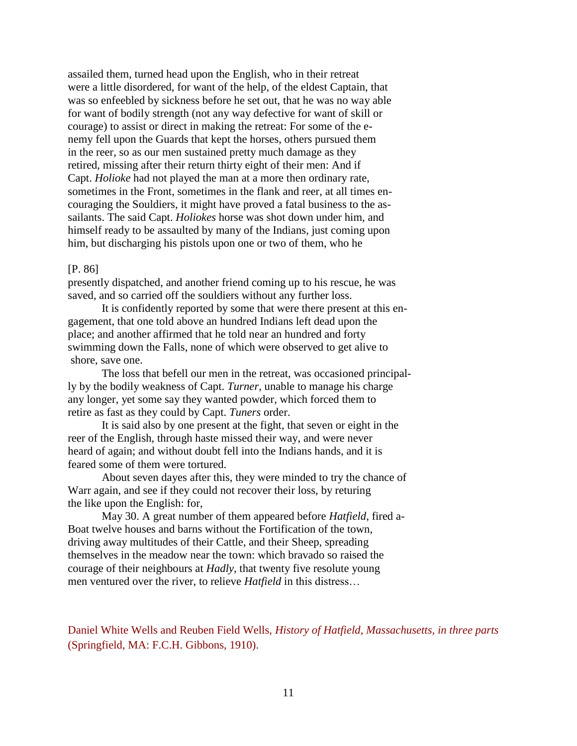assailed them, turned head upon the English, who in their retreat were a little disordered, for want of the help, of the eldest Captain, that was so enfeebled by sickness before he set out, that he was no way able for want of bodily strength (not any way defective for want of skill or courage) to assist or direct in making the retreat: For some of the enemy fell upon the Guards that kept the horses, others pursued them in the reer, so as our men sustained pretty much damage as they retired, missing after their return thirty eight of their men: And if Capt. *Holioke* had not played the man at a more then ordinary rate, sometimes in the Front, sometimes in the flank and reer, at all times encouraging the Souldiers, it might have proved a fatal business to the assailants. The said Capt. *Holiokes* horse was shot down under him, and himself ready to be assaulted by many of the Indians, just coming upon him, but discharging his pistols upon one or two of them, who he

[P. 86]

presently dispatched, and another friend coming up to his rescue, he was saved, and so carried off the souldiers without any further loss.

It is confidently reported by some that were there present at this engagement, that one told above an hundred Indians left dead upon the place; and another affirmed that he told near an hundred and forty swimming down the Falls, none of which were observed to get alive to shore, save one.

The loss that befell our men in the retreat, was occasioned principally by the bodily weakness of Capt. *Turner*, unable to manage his charge any longer, yet some say they wanted powder, which forced them to retire as fast as they could by Capt. *Tuners* order.

It is said also by one present at the fight, that seven or eight in the reer of the English, through haste missed their way, and were never heard of again; and without doubt fell into the Indians hands, and it is feared some of them were tortured.

About seven dayes after this, they were minded to try the chance of Warr again, and see if they could not recover their loss, by returing the like upon the English: for,

May 30. A great number of them appeared before *Hatfield*, fired a-Boat twelve houses and barns without the Fortification of the town, driving away multitudes of their Cattle, and their Sheep, spreading themselves in the meadow near the town: which bravado so raised the courage of their neighbours at *Hadly*, that twenty five resolute young men ventured over the river, to relieve *Hatfield* in this distress…

Daniel White Wells and Reuben Field Wells, *History of Hatfield, Massachusetts, in three parts* (Springfield, MA: F.C.H. Gibbons, 1910).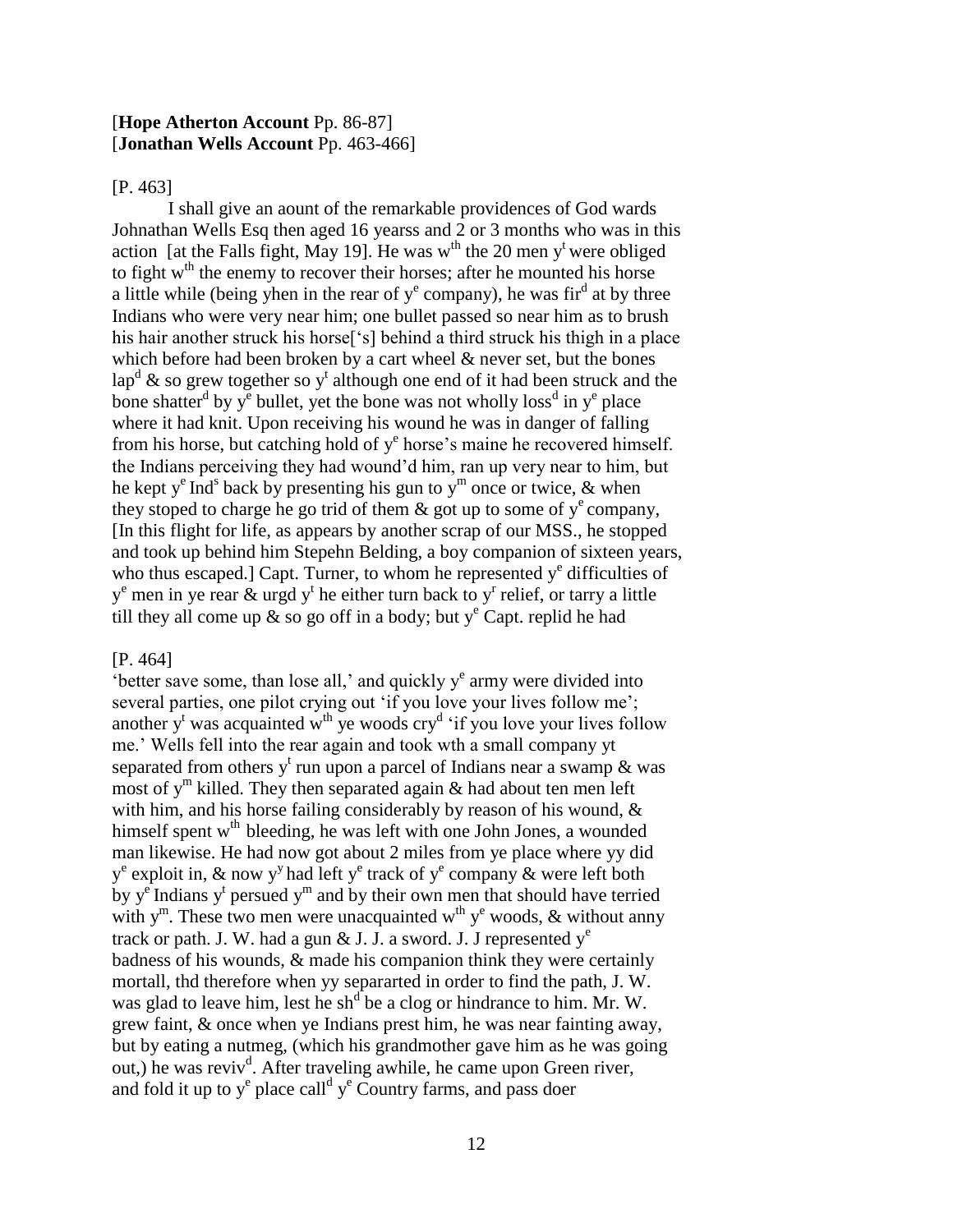[**Hope Atherton Account** Pp. 86-87]
[**Jonathan Wells Account** Pp. 463-466]

[P. 463]

I shall give an aount of the remarkable providences of God wards Johnathan Wells Esq then aged 16 yearss and 2 or 3 months who was in this action [at the Falls fight, May 19]. He was w$^{th}$ the 20 men y$^{t}$ were obliged to fight w$^{th}$ the enemy to recover their horses; after he mounted his horse a little while (being yhen in the rear of y$^{e}$ company), he was fir$^{d}$ at by three Indians who were very near him; one bullet passed so near him as to brush his hair another struck his horse['s] behind a third struck his thigh in a place which before had been broken by a cart wheel & never set, but the bones lap$^{d}$ & so grew together so y$^{t}$ although one end of it had been struck and the bone shatter$^{d}$ by y$^{e}$ bullet, yet the bone was not wholly loss$^{d}$ in y$^{e}$ place where it had knit. Upon receiving his wound he was in danger of falling from his horse, but catching hold of y$^{e}$ horse's maine he recovered himself. the Indians perceiving they had wound'd him, ran up very near to him, but he kept y$^{e}$ Ind$^{s}$ back by presenting his gun to y$^{m}$ once or twice, & when they stoped to charge he go trid of them & got up to some of y$^{e}$ company, [In this flight for life, as appears by another scrap of our MSS., he stopped and took up behind him Stepehn Belding, a boy companion of sixteen years, who thus escaped.] Capt. Turner, to whom he represented y$^{e}$ difficulties of y$^{e}$ men in ye rear & urgd y$^{t}$ he either turn back to y$^{r}$ relief, or tarry a little till they all come up & so go off in a body; but y$^{e}$ Capt. replid he had

[P. 464]

'better save some, than lose all,' and quickly y$^{e}$ army were divided into several parties, one pilot crying out 'if you love your lives follow me'; another y$^{t}$ was acquainted w$^{th}$ ye woods cry$^{d}$ 'if you love your lives follow me.' Wells fell into the rear again and took wth a small company yt separated from others y$^{t}$ run upon a parcel of Indians near a swamp & was most of y$^{m}$ killed. They then separated again & had about ten men left with him, and his horse failing considerably by reason of his wound, & himself spent w$^{th}$ bleeding, he was left with one John Jones, a wounded man likewise. He had now got about 2 miles from ye place where yy did y$^{e}$ exploit in, & now y$^{y}$ had left y$^{e}$ track of y$^{e}$ company & were left both by y$^{e}$ Indians y$^{t}$ persued y$^{m}$ and by their own men that should have terried with y$^{m}$. These two men were unacquainted w$^{th}$ y$^{e}$ woods, & without anny track or path. J. W. had a gun & J. J. a sword. J. J represented y$^{e}$ badness of his wounds, & made his companion think they were certainly mortall, thd therefore when yy separarted in order to find the path, J. W. was glad to leave him, lest he sh$^{d}$ be a clog or hindrance to him. Mr. W. grew faint, & once when ye Indians prest him, he was near fainting away, but by eating a nutmeg, (which his grandmother gave him as he was going out,) he was reviv$^{d}$. After traveling awhile, he came upon Green river, and fold it up to y$^{e}$ place call$^{d}$ y$^{e}$ Country farms, and pass doer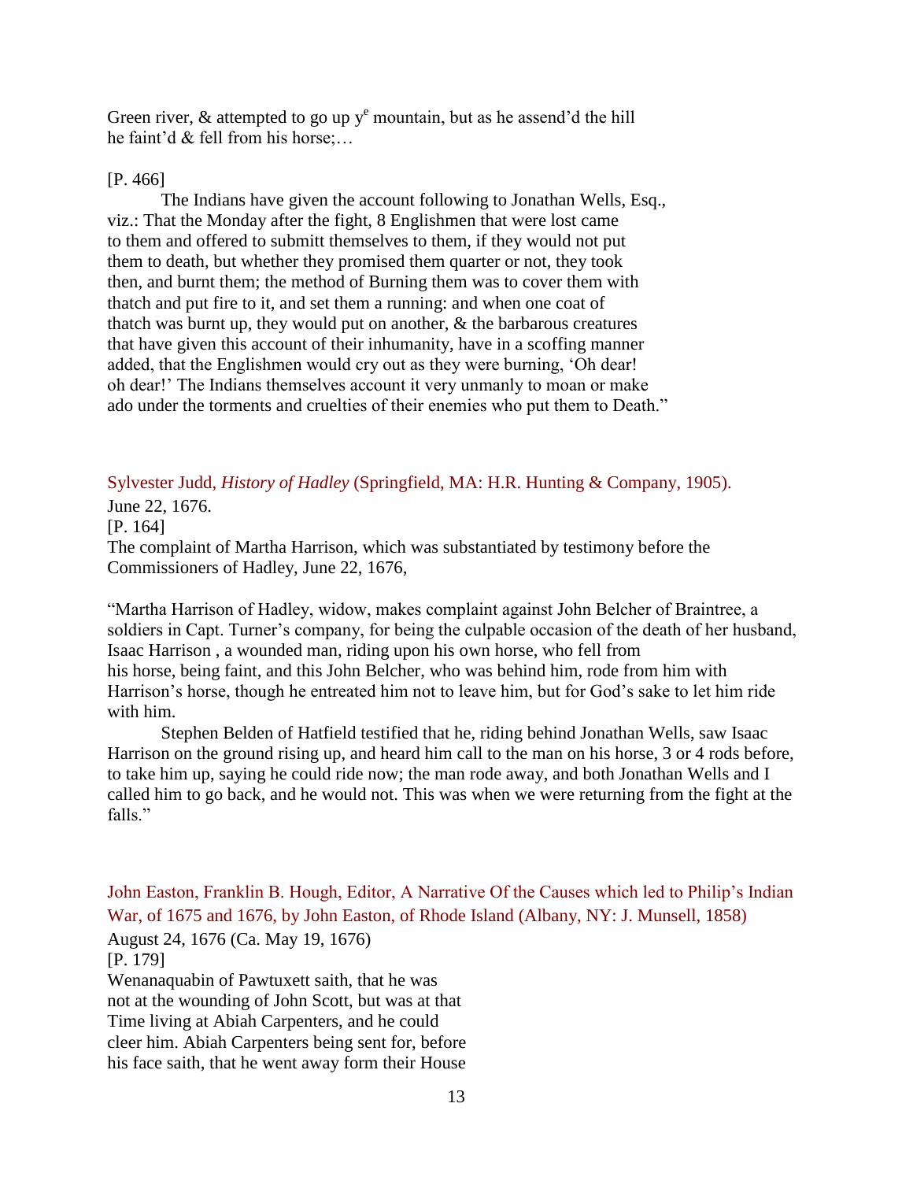Green river, & attempted to go up y^e mountain, but as he assend'd the hill
he faint'd & fell from his horse;…

[P. 466]

The Indians have given the account following to Jonathan Wells, Esq., viz.: That the Monday after the fight, 8 Englishmen that were lost came to them and offered to submitt themselves to them, if they would not put them to death, but whether they promised them quarter or not, they took then, and burnt them; the method of Burning them was to cover them with thatch and put fire to it, and set them a running: and when one coat of thatch was burnt up, they would put on another, & the barbarous creatures that have given this account of their inhumanity, have in a scoffing manner added, that the Englishmen would cry out as they were burning, 'Oh dear! oh dear!' The Indians themselves account it very unmanly to moan or make ado under the torments and cruelties of their enemies who put them to Death."

Sylvester Judd, *History of Hadley* (Springfield, MA: H.R. Hunting & Company, 1905).

June 22, 1676.

[P. 164]

The complaint of Martha Harrison, which was substantiated by testimony before the Commissioners of Hadley, June 22, 1676,

"Martha Harrison of Hadley, widow, makes complaint against John Belcher of Braintree, a soldiers in Capt. Turner's company, for being the culpable occasion of the death of her husband, Isaac Harrison , a wounded man, riding upon his own horse, who fell from his horse, being faint, and this John Belcher, who was behind him, rode from him with Harrison's horse, though he entreated him not to leave him, but for God's sake to let him ride with him.

Stephen Belden of Hatfield testified that he, riding behind Jonathan Wells, saw Isaac Harrison on the ground rising up, and heard him call to the man on his horse, 3 or 4 rods before, to take him up, saying he could ride now; the man rode away, and both Jonathan Wells and I called him to go back, and he would not. This was when we were returning from the fight at the falls."

John Easton, Franklin B. Hough, Editor, A Narrative Of the Causes which led to Philip's Indian War, of 1675 and 1676, by John Easton, of Rhode Island (Albany, NY: J. Munsell, 1858)

August 24, 1676 (Ca. May 19, 1676)

[P. 179]

Wenanaquabin of Pawtuxett saith, that he was not at the wounding of John Scott, but was at that Time living at Abiah Carpenters, and he could cleer him. Abiah Carpenters being sent for, before his face saith, that he went away form their House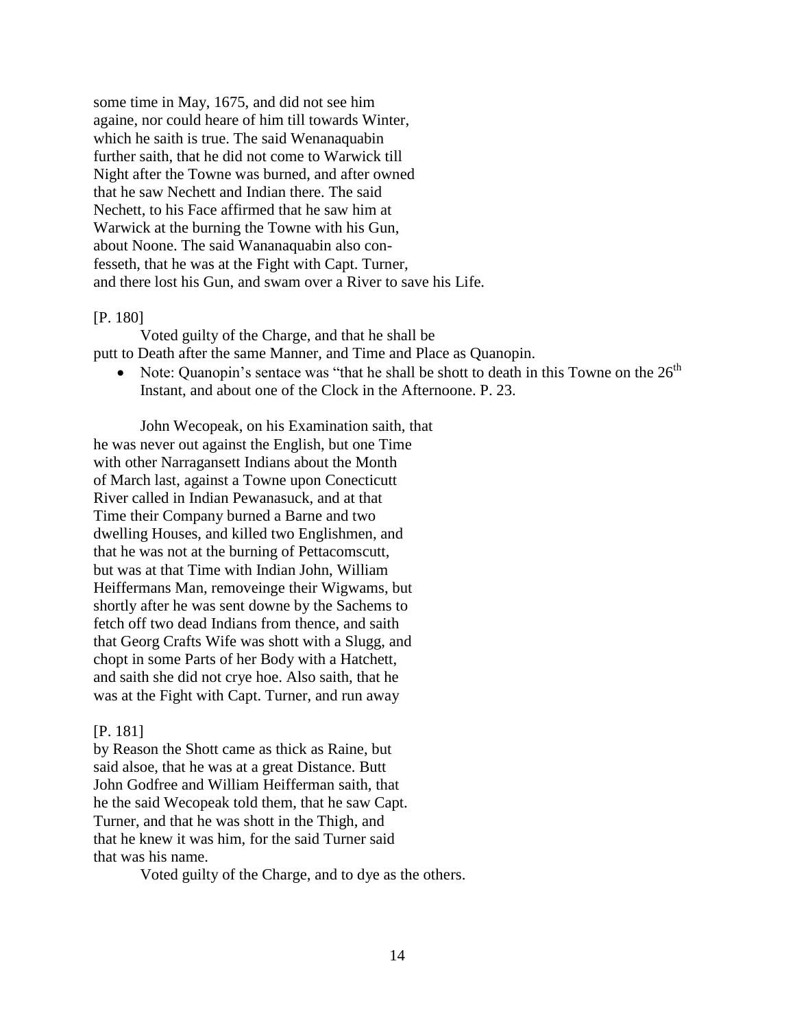some time in May, 1675, and did not see him
againe, nor could heare of him till towards Winter,
which he saith is true. The said Wenanaquabin
further saith, that he did not come to Warwick till
Night after the Towne was burned, and after owned
that he saw Nechett and Indian there. The said
Nechett, to his Face affirmed that he saw him at
Warwick at the burning the Towne with his Gun,
about Noone. The said Wananaquabin also con-
fesseth, that he was at the Fight with Capt. Turner,
and there lost his Gun, and swam over a River to save his Life.

[P. 180]

Voted guilty of the Charge, and that he shall be
putt to Death after the same Manner, and Time and Place as Quanopin.

- Note: Quanopin's sentace was "that he shall be shott to death in this Towne on the 26th Instant, and about one of the Clock in the Afternoone. P. 23.

John Wecopeak, on his Examination saith, that
he was never out against the English, but one Time
with other Narragansett Indians about the Month
of March last, against a Towne upon Conecticutt
River called in Indian Pewanasuck, and at that
Time their Company burned a Barne and two
dwelling Houses, and killed two Englishmen, and
that he was not at the burning of Pettacomscutt,
but was at that Time with Indian John, William
Heiffermans Man, removeinge their Wigwams, but
shortly after he was sent downe by the Sachems to
fetch off two dead Indians from thence, and saith
that Georg Crafts Wife was shott with a Slugg, and
chopt in some Parts of her Body with a Hatchett,
and saith she did not crye hoe. Also saith, that he
was at the Fight with Capt. Turner, and run away

[P. 181]

by Reason the Shott came as thick as Raine, but
said alsoe, that he was at a great Distance. Butt
John Godfree and William Heifferman saith, that
he the said Wecopeak told them, that he saw Capt.
Turner, and that he was shott in the Thigh, and
that he knew it was him, for the said Turner said
that was his name.

Voted guilty of the Charge, and to dye as the others.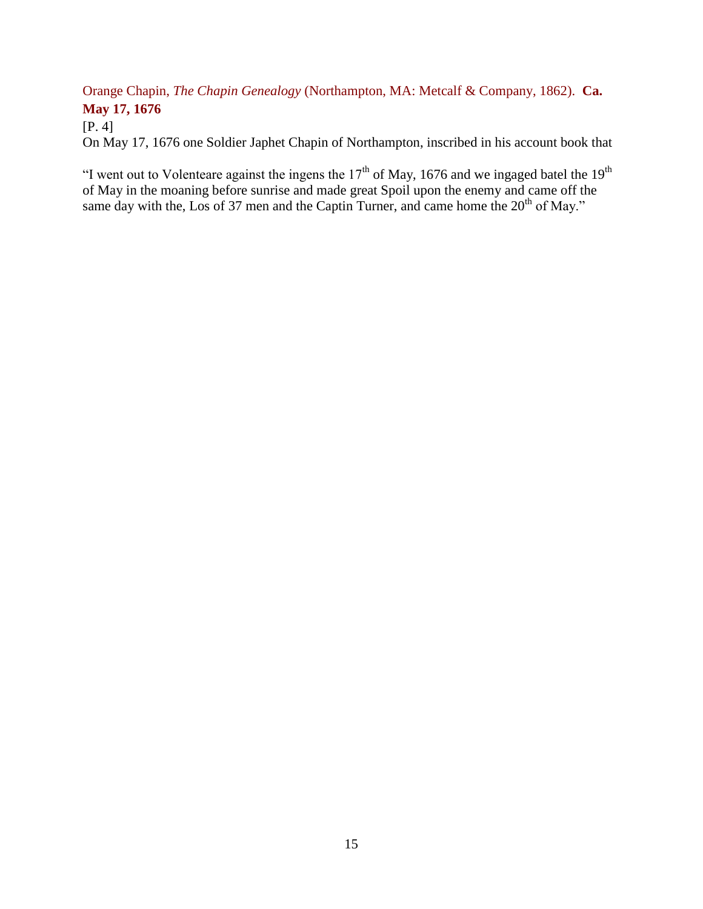Orange Chapin, *The Chapin Genealogy* (Northampton, MA: Metcalf & Company, 1862). **Ca. May 17, 1676**

[P. 4]

On May 17, 1676 one Soldier Japhet Chapin of Northampton, inscribed in his account book that

"I went out to Volenteare against the ingens the 17th of May, 1676 and we ingaged batel the 19th of May in the moaning before sunrise and made great Spoil upon the enemy and came off the same day with the, Los of 37 men and the Captin Turner, and came home the 20th of May."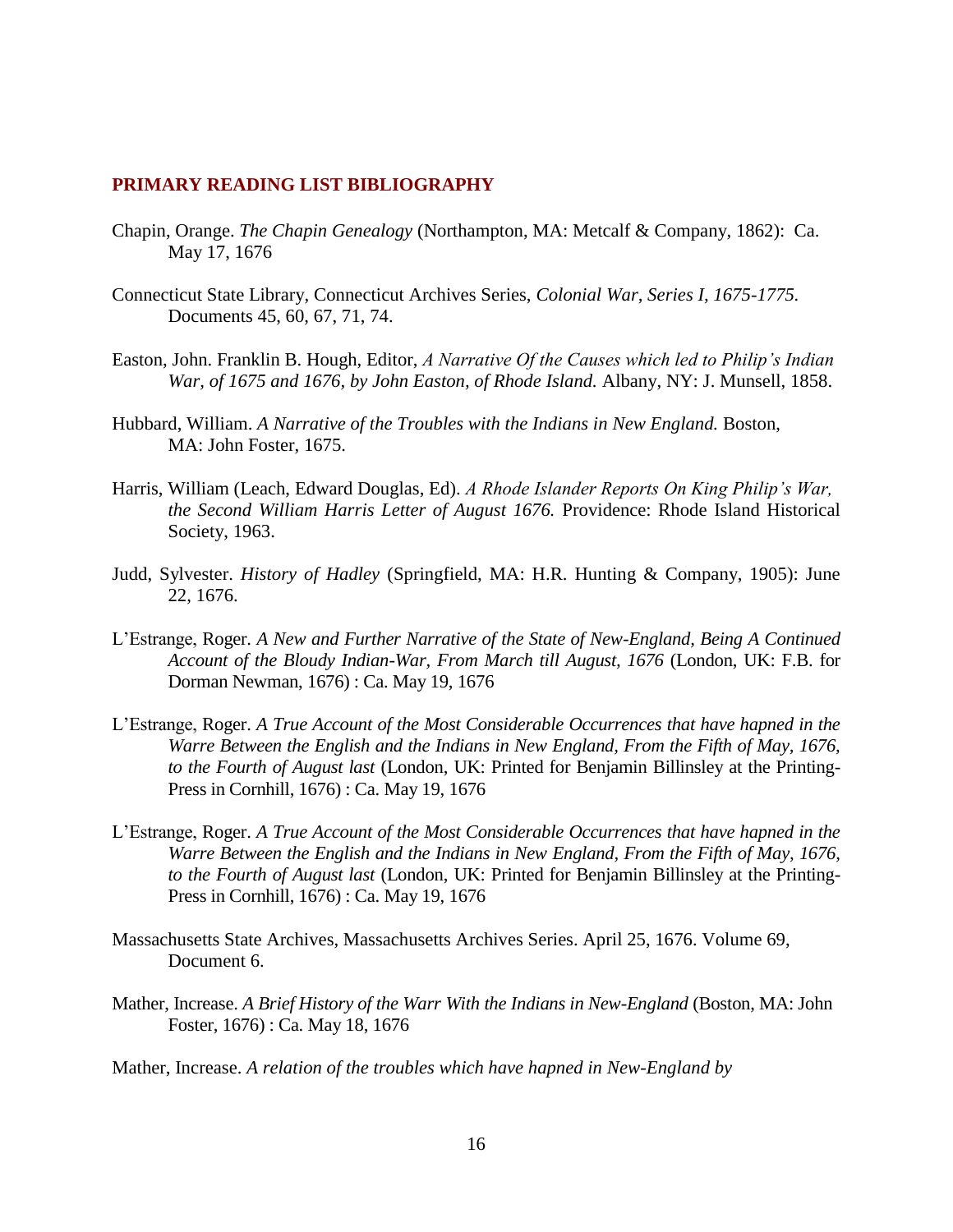## PRIMARY READING LIST BIBLIOGRAPHY

Chapin, Orange. *The Chapin Genealogy* (Northampton, MA: Metcalf & Company, 1862): Ca. May 17, 1676

Connecticut State Library, Connecticut Archives Series, *Colonial War, Series I, 1675-1775.* Documents 45, 60, 67, 71, 74.

Easton, John. Franklin B. Hough, Editor, *A Narrative Of the Causes which led to Philip's Indian War, of 1675 and 1676, by John Easton, of Rhode Island.* Albany, NY: J. Munsell, 1858.

Hubbard, William. *A Narrative of the Troubles with the Indians in New England.* Boston, MA: John Foster, 1675.

Harris, William (Leach, Edward Douglas, Ed). *A Rhode Islander Reports On King Philip's War, the Second William Harris Letter of August 1676.* Providence: Rhode Island Historical Society, 1963.

Judd, Sylvester. *History of Hadley* (Springfield, MA: H.R. Hunting & Company, 1905): June 22, 1676.

L'Estrange, Roger. *A New and Further Narrative of the State of New-England, Being A Continued Account of the Bloudy Indian-War, From March till August, 1676* (London, UK: F.B. for Dorman Newman, 1676) : Ca. May 19, 1676

L'Estrange, Roger. *A True Account of the Most Considerable Occurrences that have hapned in the Warre Between the English and the Indians in New England, From the Fifth of May, 1676, to the Fourth of August last* (London, UK: Printed for Benjamin Billinsley at the Printing-Press in Cornhill, 1676) : Ca. May 19, 1676

L'Estrange, Roger. *A True Account of the Most Considerable Occurrences that have hapned in the Warre Between the English and the Indians in New England, From the Fifth of May, 1676, to the Fourth of August last* (London, UK: Printed for Benjamin Billinsley at the Printing-Press in Cornhill, 1676) : Ca. May 19, 1676

Massachusetts State Archives, Massachusetts Archives Series. April 25, 1676. Volume 69, Document 6.

Mather, Increase. *A Brief History of the Warr With the Indians in New-England* (Boston, MA: John Foster, 1676) : Ca. May 18, 1676

Mather, Increase. *A relation of the troubles which have hapned in New-England by*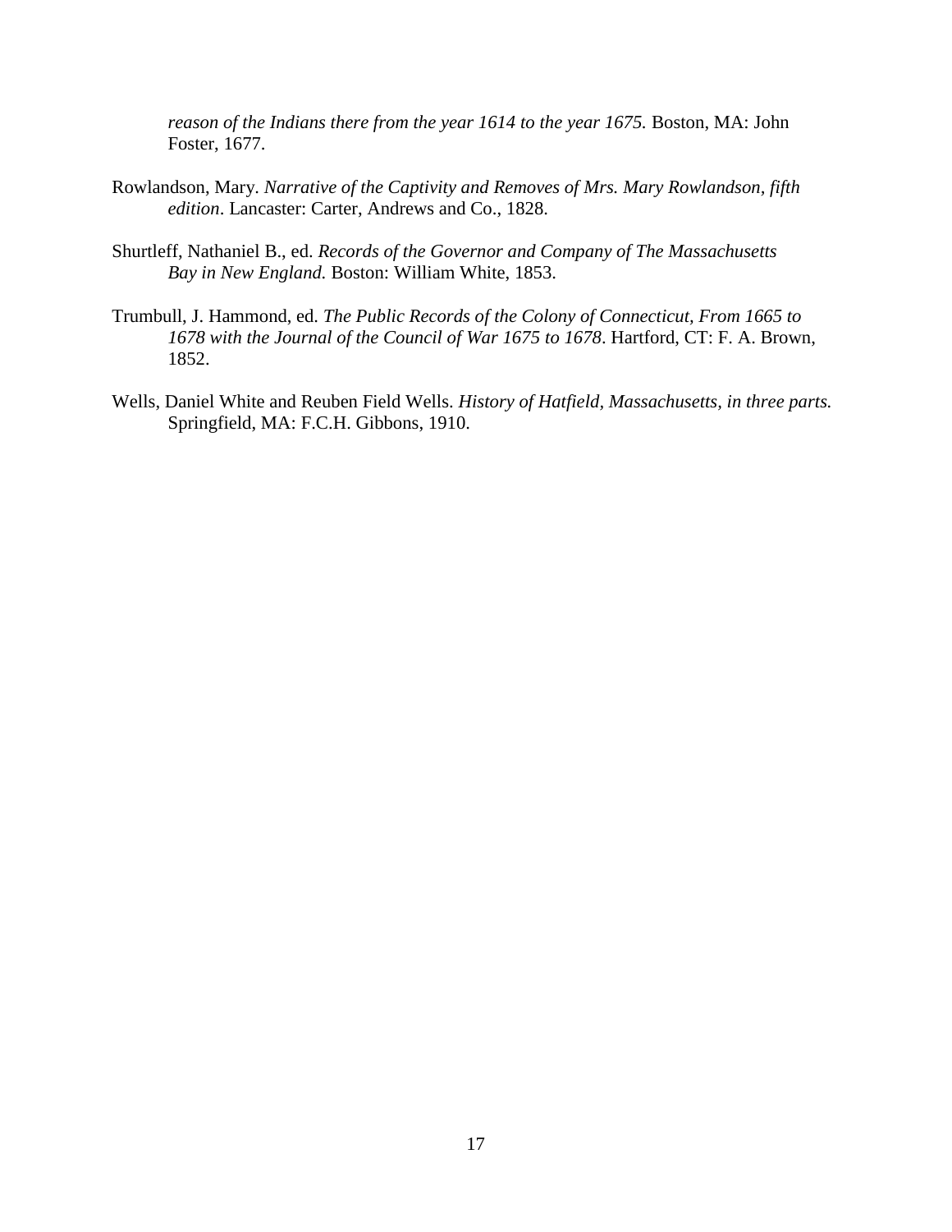*reason of the Indians there from the year 1614 to the year 1675.* Boston, MA: John Foster, 1677.

Rowlandson, Mary. *Narrative of the Captivity and Removes of Mrs. Mary Rowlandson, fifth edition*. Lancaster: Carter, Andrews and Co., 1828.

Shurtleff, Nathaniel B., ed. *Records of the Governor and Company of The Massachusetts Bay in New England.* Boston: William White, 1853.

Trumbull, J. Hammond, ed. *The Public Records of the Colony of Connecticut, From 1665 to 1678 with the Journal of the Council of War 1675 to 1678*. Hartford, CT: F. A. Brown, 1852.

Wells, Daniel White and Reuben Field Wells. *History of Hatfield, Massachusetts, in three parts.* Springfield, MA: F.C.H. Gibbons, 1910.